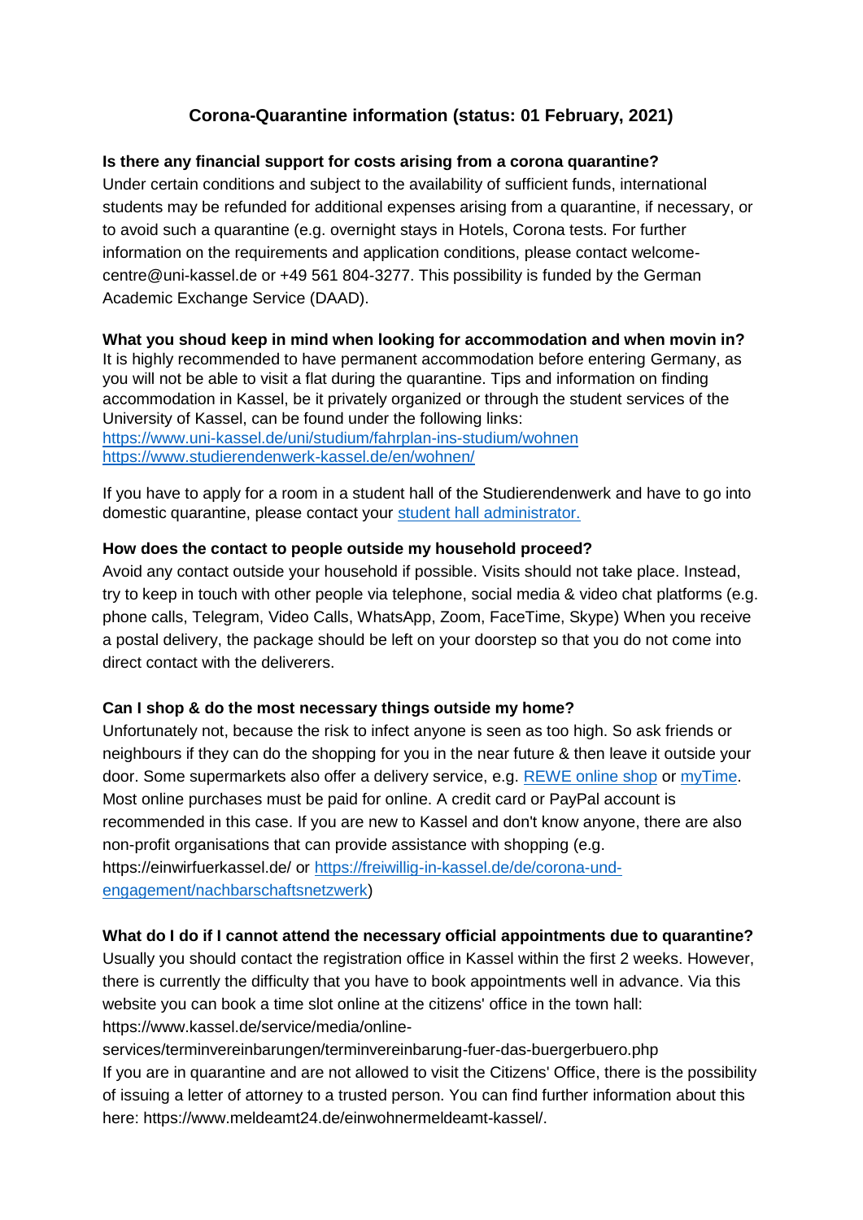# Corona-Quarantine information (status: 01 February, 2021)

**Is there any financial support for costs arising from a corona quarantine?**

Under certain conditions and subject to the availability of sufficient funds, international students may be refunded for additional expenses arising from a quarantine, if necessary, or to avoid such a quarantine (e.g. overnight stays in Hotels, Corona tests. For further information on the requirements and application conditions, please contact welcome-centre@uni-kassel.de or +49 561 804-3277. This possibility is funded by the German Academic Exchange Service (DAAD).

**What you shoud keep in mind when looking for accommodation and when movin in?**

It is highly recommended to have permanent accommodation before entering Germany, as you will not be able to visit a flat during the quarantine. Tips and information on finding accommodation in Kassel, be it privately organized or through the student services of the University of Kassel, can be found under the following links:
https://www.uni-kassel.de/uni/studium/fahrplan-ins-studium/wohnen
https://www.studierendenwerk-kassel.de/en/wohnen/

If you have to apply for a room in a student hall of the Studierendenwerk and have to go into domestic quarantine, please contact your student hall administrator.

**How does the contact to people outside my household proceed?**

Avoid any contact outside your household if possible. Visits should not take place. Instead, try to keep in touch with other people via telephone, social media & video chat platforms (e.g. phone calls, Telegram, Video Calls, WhatsApp, Zoom, FaceTime, Skype) When you receive a postal delivery, the package should be left on your doorstep so that you do not come into direct contact with the deliverers.

**Can I shop & do the most necessary things outside my home?**

Unfortunately not, because the risk to infect anyone is seen as too high. So ask friends or neighbours if they can do the shopping for you in the near future & then leave it outside your door. Some supermarkets also offer a delivery service, e.g. REWE online shop or myTime. Most online purchases must be paid for online. A credit card or PayPal account is recommended in this case. If you are new to Kassel and don't know anyone, there are also non-profit organisations that can provide assistance with shopping (e.g. https://einwirfuerkassel.de/ or https://freiwillig-in-kassel.de/de/corona-und-engagement/nachbarschaftsnetzwerk)

**What do I do if I cannot attend the necessary official appointments due to quarantine?**

Usually you should contact the registration office in Kassel within the first 2 weeks. However, there is currently the difficulty that you have to book appointments well in advance. Via this website you can book a time slot online at the citizens' office in the town hall:
https://www.kassel.de/service/media/online-services/terminvereinbarungen/terminvereinbarung-fuer-das-buergerbuero.php
If you are in quarantine and are not allowed to visit the Citizens' Office, there is the possibility of issuing a letter of attorney to a trusted person. You can find further information about this here: https://www.meldeamt24.de/einwohnermeldeamt-kassel/.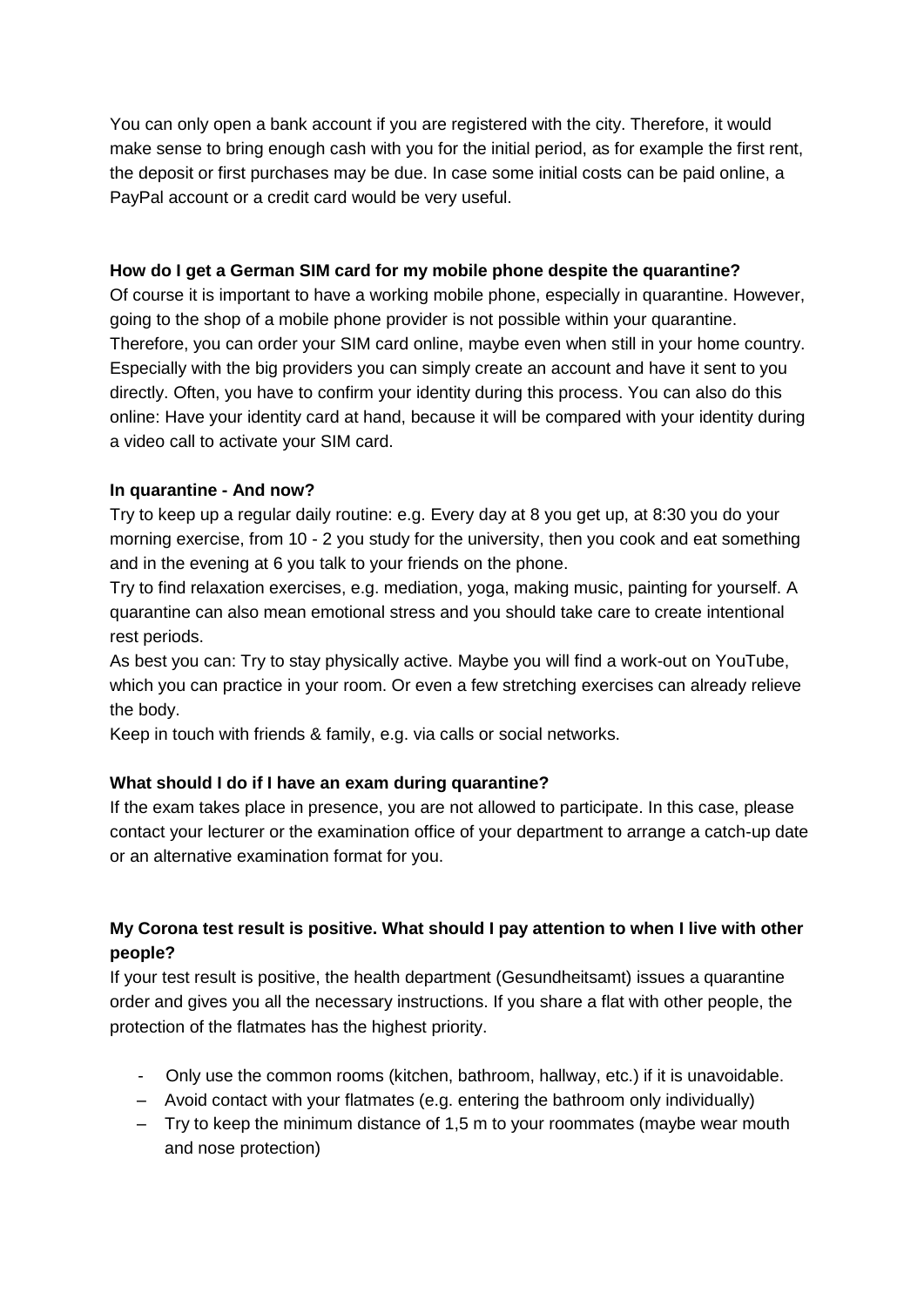You can only open a bank account if you are registered with the city. Therefore, it would make sense to bring enough cash with you for the initial period, as for example the first rent, the deposit or first purchases may be due. In case some initial costs can be paid online, a PayPal account or a credit card would be very useful.

**How do I get a German SIM card for my mobile phone despite the quarantine?**

Of course it is important to have a working mobile phone, especially in quarantine. However, going to the shop of a mobile phone provider is not possible within your quarantine. Therefore, you can order your SIM card online, maybe even when still in your home country. Especially with the big providers you can simply create an account and have it sent to you directly. Often, you have to confirm your identity during this process. You can also do this online: Have your identity card at hand, because it will be compared with your identity during a video call to activate your SIM card.

**In quarantine - And now?**

Try to keep up a regular daily routine: e.g. Every day at 8 you get up, at 8:30 you do your morning exercise, from 10 - 2 you study for the university, then you cook and eat something and in the evening at 6 you talk to your friends on the phone.

Try to find relaxation exercises, e.g. mediation, yoga, making music, painting for yourself. A quarantine can also mean emotional stress and you should take care to create intentional rest periods.

As best you can: Try to stay physically active. Maybe you will find a work-out on YouTube, which you can practice in your room. Or even a few stretching exercises can already relieve the body.

Keep in touch with friends & family, e.g. via calls or social networks.

**What should I do if I have an exam during quarantine?**

If the exam takes place in presence, you are not allowed to participate. In this case, please contact your lecturer or the examination office of your department to arrange a catch-up date or an alternative examination format for you.

**My Corona test result is positive. What should I pay attention to when I live with other people?**

If your test result is positive, the health department (Gesundheitsamt) issues a quarantine order and gives you all the necessary instructions. If you share a flat with other people, the protection of the flatmates has the highest priority.

- Only use the common rooms (kitchen, bathroom, hallway, etc.) if it is unavoidable.
- Avoid contact with your flatmates (e.g. entering the bathroom only individually)
- Try to keep the minimum distance of 1,5 m to your roommates (maybe wear mouth and nose protection)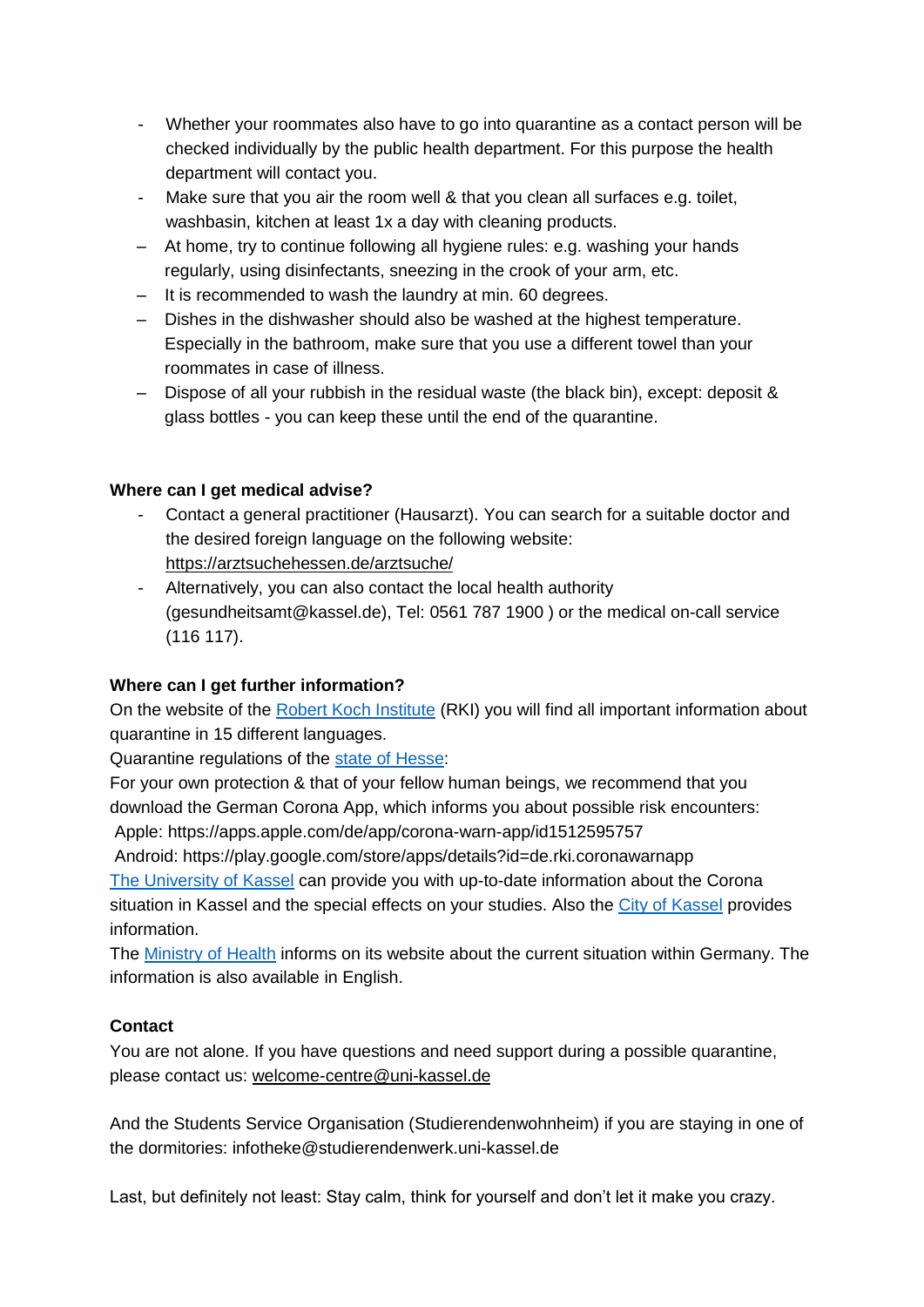- Whether your roommates also have to go into quarantine as a contact person will be checked individually by the public health department. For this purpose the health department will contact you.
- Make sure that you air the room well & that you clean all surfaces e.g. toilet, washbasin, kitchen at least 1x a day with cleaning products.
- At home, try to continue following all hygiene rules: e.g. washing your hands regularly, using disinfectants, sneezing in the crook of your arm, etc.
- It is recommended to wash the laundry at min. 60 degrees.
- Dishes in the dishwasher should also be washed at the highest temperature. Especially in the bathroom, make sure that you use a different towel than your roommates in case of illness.
- Dispose of all your rubbish in the residual waste (the black bin), except: deposit & glass bottles - you can keep these until the end of the quarantine.

**Where can I get medical advise?**

- Contact a general practitioner (Hausarzt). You can search for a suitable doctor and the desired foreign language on the following website: https://arztsuchehessen.de/arztsuche/
- Alternatively, you can also contact the local health authority (gesundheitsamt@kassel.de), Tel: 0561 787 1900 ) or the medical on-call service (116 117).

**Where can I get further information?**

On the website of the Robert Koch Institute (RKI) you will find all important information about quarantine in 15 different languages.
Quarantine regulations of the state of Hesse:
For your own protection & that of your fellow human beings, we recommend that you download the German Corona App, which informs you about possible risk encounters:
Apple: https://apps.apple.com/de/app/corona-warn-app/id1512595757
Android: https://play.google.com/store/apps/details?id=de.rki.coronawarnapp
The University of Kassel can provide you with up-to-date information about the Corona situation in Kassel and the special effects on your studies. Also the City of Kassel provides information.
The Ministry of Health informs on its website about the current situation within Germany. The information is also available in English.

**Contact**

You are not alone. If you have questions and need support during a possible quarantine, please contact us: welcome-centre@uni-kassel.de

And the Students Service Organisation (Studierendenwohnheim) if you are staying in one of the dormitories: infotheke@studierendenwerk.uni-kassel.de

Last, but definitely not least: Stay calm, think for yourself and don't let it make you crazy.